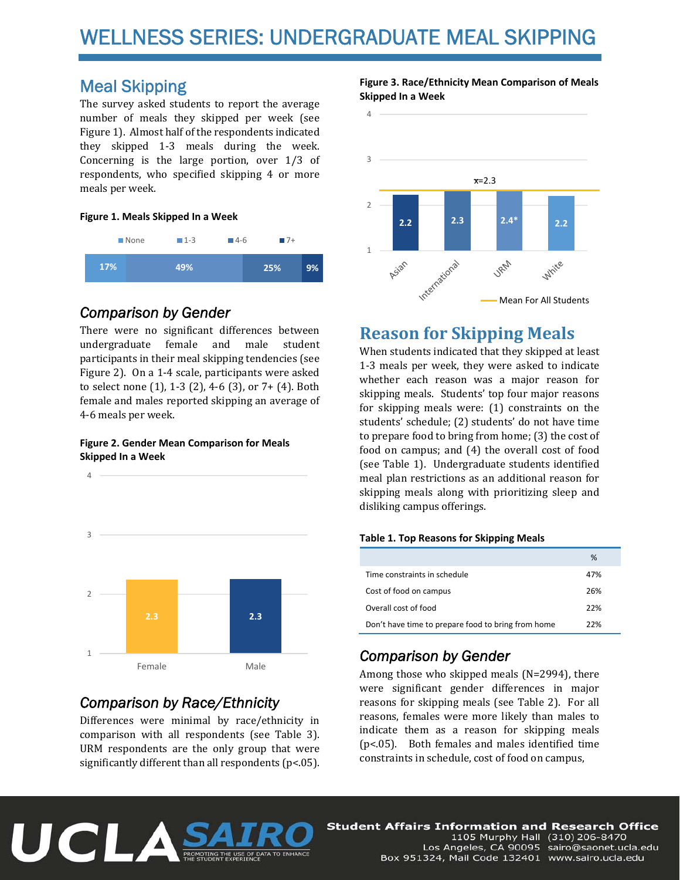# WELLNESS SERIES: UNDERGRADUATE MEAL SKIPPING

## Meal Skipping

The survey asked students to report the average number of meals they skipped per week (see Figure 1). Almost half of the respondents indicated they skipped 1-3 meals during the week. Concerning is the large portion, over 1/3 of respondents, who specified skipping 4 or more meals per week.

**Figure 1. Meals Skipped In a Week**

| None | 1-3 | 4-6 | 7+ |
|---|---|---|---|
| 17% | 49% | 25% | 9% |

### *Comparison by Gender*

There were no significant differences between undergraduate female and male student participants in their meal skipping tendencies (see Figure 2). On a 1-4 scale, participants were asked to select none (1), 1-3 (2), 4-6 (3), or 7+ (4). Both female and males reported skipping an average of 4-6 meals per week.

**Figure 2. Gender Mean Comparison for Meals Skipped In a Week**

| Female | Male |
|---|---|
| 2.3 | 2.3 |

### *Comparison by Race/Ethnicity*

Differences were minimal by race/ethnicity in comparison with all respondents (see Table 3). URM respondents are the only group that were significantly different than all respondents ($p<.05$).

**Figure 3. Race/Ethnicity Mean Comparison of Meals Skipped In a Week**

| Asian | International | URM | White |
|---|---|---|---|
| 2.2 | 2.3 | 2.4* | 2.2 |

Mean For All Students: $\bar{x}=2.3$

## Reason for Skipping Meals

When students indicated that they skipped at least 1-3 meals per week, they were asked to indicate whether each reason was a major reason for skipping meals. Students' top four major reasons for skipping meals were: (1) constraints on the students' schedule; (2) students' do not have time to prepare food to bring from home; (3) the cost of food on campus; and (4) the overall cost of food (see Table 1). Undergraduate students identified meal plan restrictions as an additional reason for skipping meals along with prioritizing sleep and disliking campus offerings.

**Table 1. Top Reasons for Skipping Meals**

| | % |
|---|---|
| Time constraints in schedule | 47% |
| Cost of food on campus | 26% |
| Overall cost of food | 22% |
| Don't have time to prepare food to bring from home | 22% |

### *Comparison by Gender*

Among those who skipped meals (N=2994), there were significant gender differences in major reasons for skipping meals (see Table 2). For all reasons, females were more likely than males to indicate them as a reason for skipping meals ($p<.05$). Both females and males identified time constraints in schedule, cost of food on campus,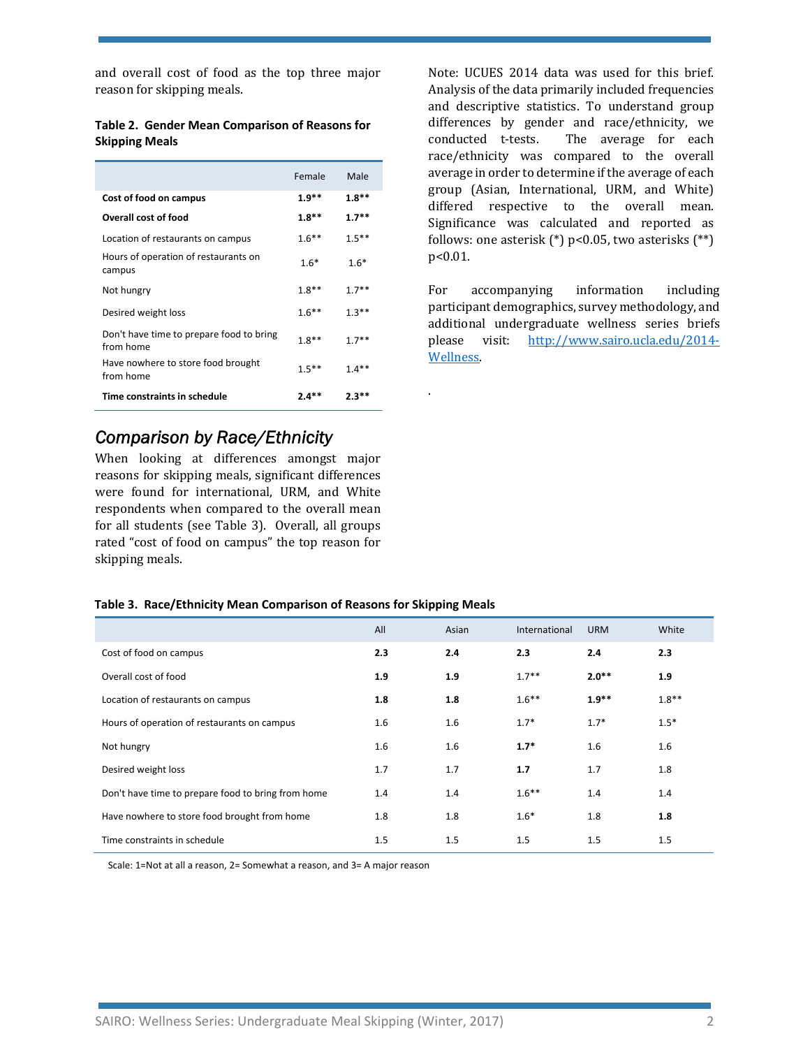and overall cost of food as the top three major reason for skipping meals.

**Table 2. Gender Mean Comparison of Reasons for Skipping Meals**

| | Female | Male |
|---|---|---|
| **Cost of food on campus** | **1.9**** | **1.8**** |
| **Overall cost of food** | **1.8**** | **1.7**** |
| Location of restaurants on campus | 1.6** | 1.5** |
| Hours of operation of restaurants on campus | 1.6* | 1.6* |
| Not hungry | 1.8** | 1.7** |
| Desired weight loss | 1.6** | 1.3** |
| Don't have time to prepare food to bring from home | 1.8** | 1.7** |
| Have nowhere to store food brought from home | 1.5** | 1.4** |
| **Time constraints in schedule** | **2.4**** | **2.3**** |

## *Comparison by Race/Ethnicity*

When looking at differences amongst major reasons for skipping meals, significant differences were found for international, URM, and White respondents when compared to the overall mean for all students (see Table 3). Overall, all groups rated "cost of food on campus" the top reason for skipping meals.

Note: UCUES 2014 data was used for this brief. Analysis of the data primarily included frequencies and descriptive statistics. To understand group differences by gender and race/ethnicity, we conducted t-tests. The average for each race/ethnicity was compared to the overall average in order to determine if the average of each group (Asian, International, URM, and White) differed respective to the overall mean. Significance was calculated and reported as follows: one asterisk (*) p<0.05, two asterisks (**) p<0.01.

For accompanying information including participant demographics, survey methodology, and additional undergraduate wellness series briefs please visit: [http://www.sairo.ucla.edu/2014-Wellness](http://www.sairo.ucla.edu/2014-Wellness).

.

**Table 3. Race/Ethnicity Mean Comparison of Reasons for Skipping Meals**

| | All | Asian | International | URM | White |
|---|---|---|---|---|---|
| Cost of food on campus | **2.3** | **2.4** | **2.3** | **2.4** | **2.3** |
| Overall cost of food | **1.9** | **1.9** | 1.7** | **2.0**** | **1.9** |
| Location of restaurants on campus | **1.8** | **1.8** | 1.6** | **1.9**** | 1.8** |
| Hours of operation of restaurants on campus | 1.6 | 1.6 | 1.7* | 1.7* | 1.5* |
| Not hungry | 1.6 | 1.6 | **1.7*** | 1.6 | 1.6 |
| Desired weight loss | 1.7 | 1.7 | **1.7** | 1.7 | 1.8 |
| Don't have time to prepare food to bring from home | 1.4 | 1.4 | 1.6** | 1.4 | 1.4 |
| Have nowhere to store food brought from home | 1.8 | 1.8 | 1.6* | 1.8 | **1.8** |
| Time constraints in schedule | 1.5 | 1.5 | 1.5 | 1.5 | 1.5 |

Scale: 1=Not at all a reason, 2= Somewhat a reason, and 3= A major reason